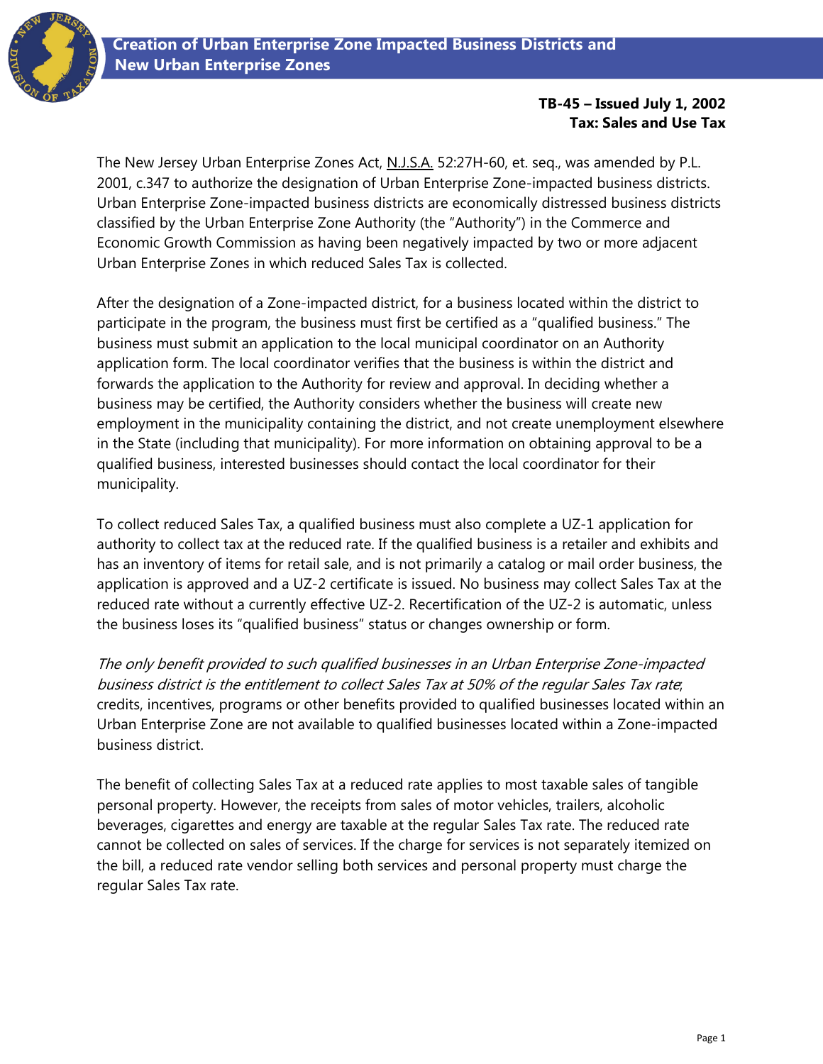# Creation of Urban Enterprise Zone Impacted Business Districts and New Urban Enterprise Zones

**TB-45 – Issued July 1, 2002**
**Tax: Sales and Use Tax**

The New Jersey Urban Enterprise Zones Act, N.J.S.A. 52:27H-60, et. seq., was amended by P.L. 2001, c.347 to authorize the designation of Urban Enterprise Zone-impacted business districts. Urban Enterprise Zone-impacted business districts are economically distressed business districts classified by the Urban Enterprise Zone Authority (the "Authority") in the Commerce and Economic Growth Commission as having been negatively impacted by two or more adjacent Urban Enterprise Zones in which reduced Sales Tax is collected.

After the designation of a Zone-impacted district, for a business located within the district to participate in the program, the business must first be certified as a "qualified business." The business must submit an application to the local municipal coordinator on an Authority application form. The local coordinator verifies that the business is within the district and forwards the application to the Authority for review and approval. In deciding whether a business may be certified, the Authority considers whether the business will create new employment in the municipality containing the district, and not create unemployment elsewhere in the State (including that municipality). For more information on obtaining approval to be a qualified business, interested businesses should contact the local coordinator for their municipality.

To collect reduced Sales Tax, a qualified business must also complete a UZ-1 application for authority to collect tax at the reduced rate. If the qualified business is a retailer and exhibits and has an inventory of items for retail sale, and is not primarily a catalog or mail order business, the application is approved and a UZ-2 certificate is issued. No business may collect Sales Tax at the reduced rate without a currently effective UZ-2. Recertification of the UZ-2 is automatic, unless the business loses its "qualified business" status or changes ownership or form.

*The only benefit provided to such qualified businesses in an Urban Enterprise Zone-impacted business district is the entitlement to collect Sales Tax at 50% of the regular Sales Tax rate*; credits, incentives, programs or other benefits provided to qualified businesses located within an Urban Enterprise Zone are not available to qualified businesses located within a Zone-impacted business district.

The benefit of collecting Sales Tax at a reduced rate applies to most taxable sales of tangible personal property. However, the receipts from sales of motor vehicles, trailers, alcoholic beverages, cigarettes and energy are taxable at the regular Sales Tax rate. The reduced rate cannot be collected on sales of services. If the charge for services is not separately itemized on the bill, a reduced rate vendor selling both services and personal property must charge the regular Sales Tax rate.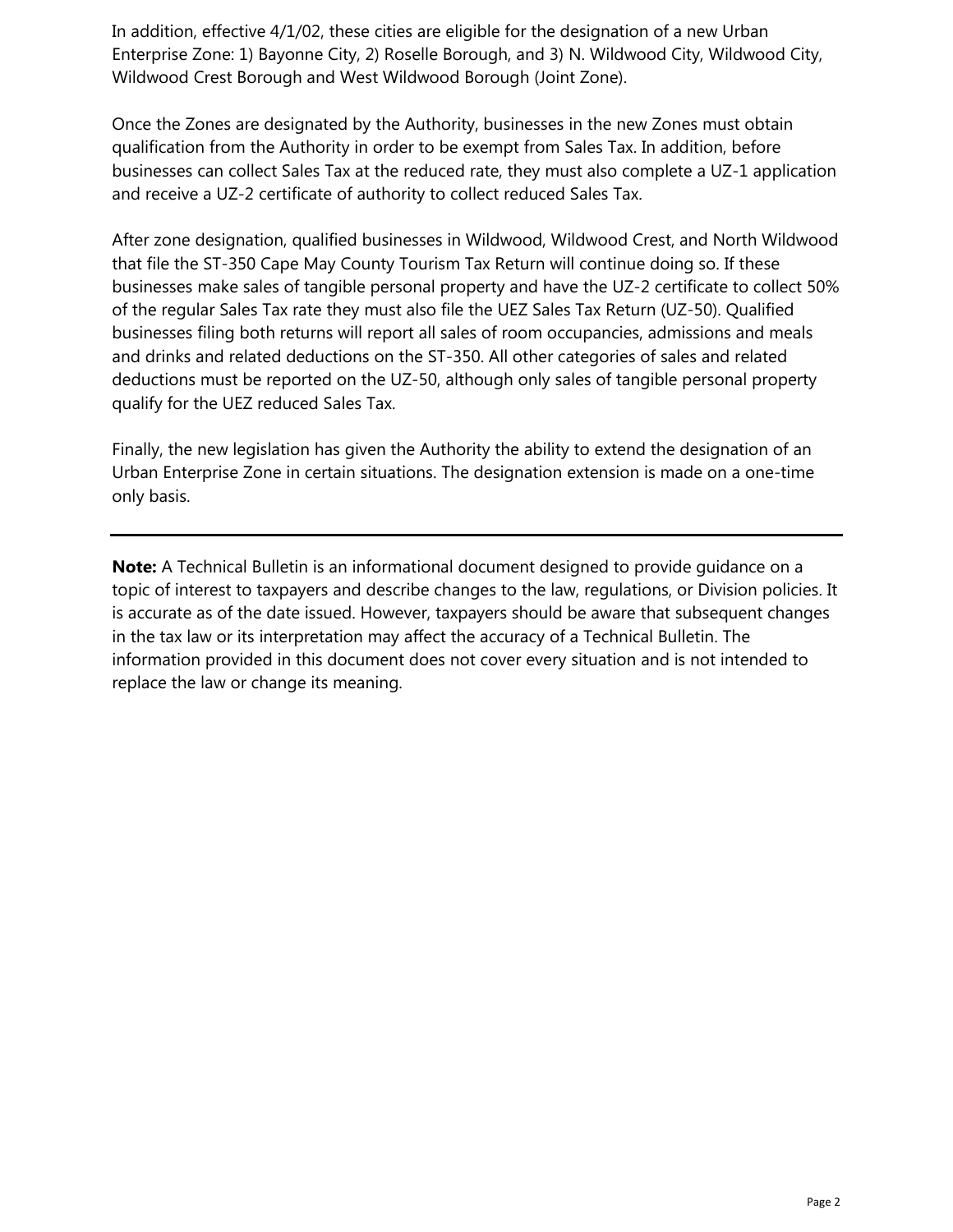In addition, effective 4/1/02, these cities are eligible for the designation of a new Urban Enterprise Zone: 1) Bayonne City, 2) Roselle Borough, and 3) N. Wildwood City, Wildwood City, Wildwood Crest Borough and West Wildwood Borough (Joint Zone).

Once the Zones are designated by the Authority, businesses in the new Zones must obtain qualification from the Authority in order to be exempt from Sales Tax. In addition, before businesses can collect Sales Tax at the reduced rate, they must also complete a UZ-1 application and receive a UZ-2 certificate of authority to collect reduced Sales Tax.

After zone designation, qualified businesses in Wildwood, Wildwood Crest, and North Wildwood that file the ST-350 Cape May County Tourism Tax Return will continue doing so. If these businesses make sales of tangible personal property and have the UZ-2 certificate to collect 50% of the regular Sales Tax rate they must also file the UEZ Sales Tax Return (UZ-50). Qualified businesses filing both returns will report all sales of room occupancies, admissions and meals and drinks and related deductions on the ST-350. All other categories of sales and related deductions must be reported on the UZ-50, although only sales of tangible personal property qualify for the UEZ reduced Sales Tax.

Finally, the new legislation has given the Authority the ability to extend the designation of an Urban Enterprise Zone in certain situations. The designation extension is made on a one-time only basis.

---

**Note:** A Technical Bulletin is an informational document designed to provide guidance on a topic of interest to taxpayers and describe changes to the law, regulations, or Division policies. It is accurate as of the date issued. However, taxpayers should be aware that subsequent changes in the tax law or its interpretation may affect the accuracy of a Technical Bulletin. The information provided in this document does not cover every situation and is not intended to replace the law or change its meaning.